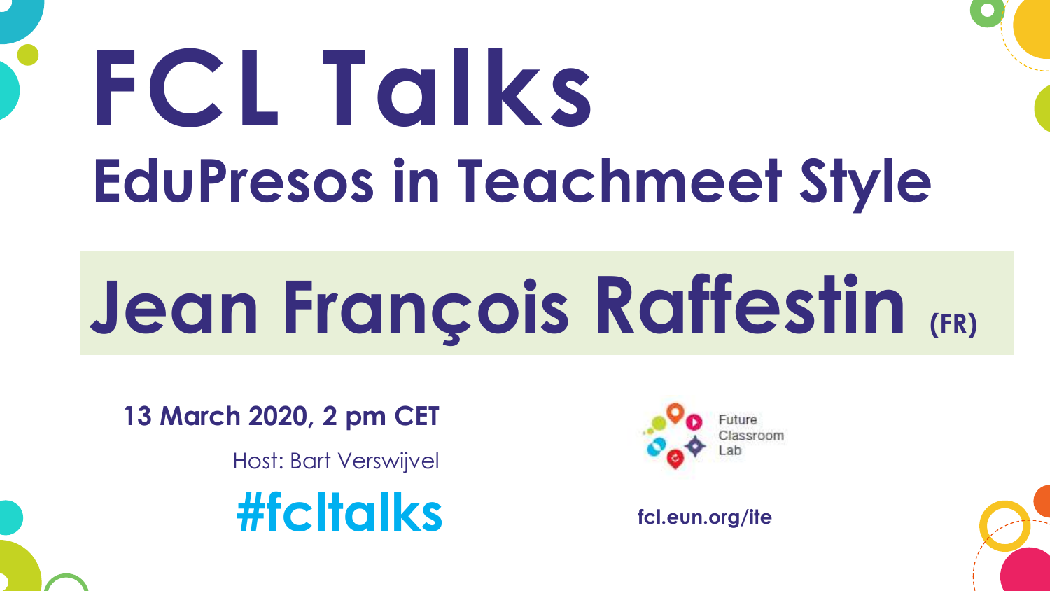# FCL Talks

## EduPresos in Teachmeet Style

## Jean François Raffestin (FR)

**13 March 2020, 2 pm CET**

Host: Bart Verswijvel

**#fcltalks**

Future Classroom Lab

**fcl.eun.org/ite**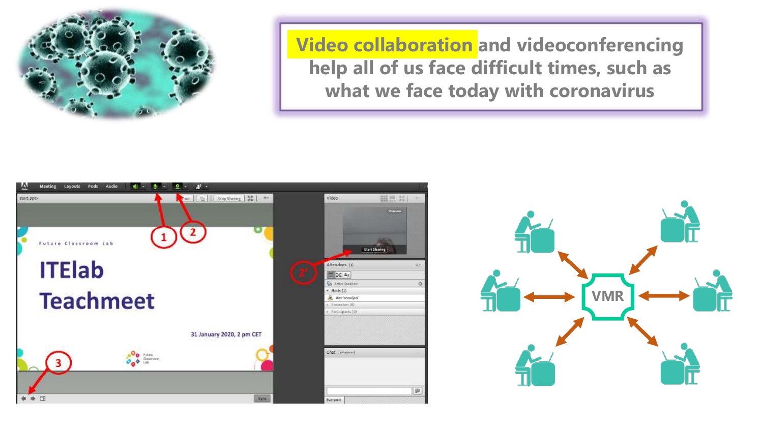**Video collaboration** and videoconferencing help all of us face difficult times, such as what we face today with coronavirus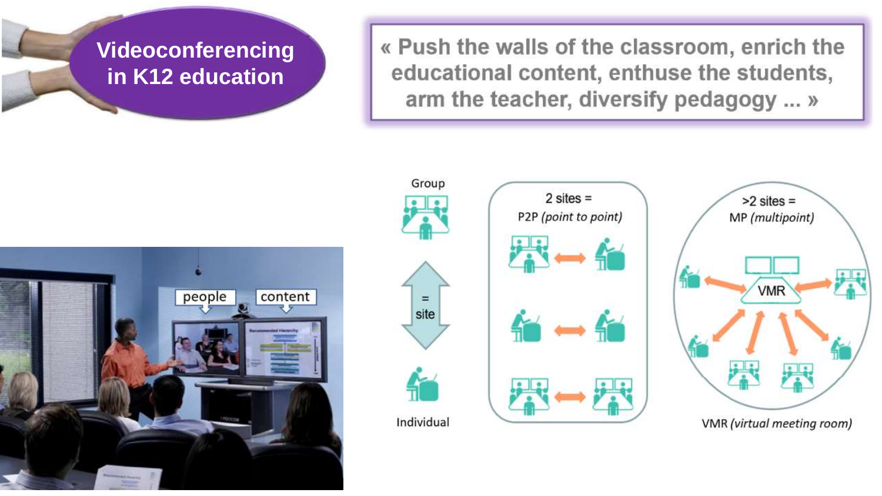# Videoconferencing in K12 education

« Push the walls of the classroom, enrich the educational content, enthuse the students, arm the teacher, diversify pedagogy ... »

people

content

Group

= site

Individual

2 sites = P2P *(point to point)*

>2 sites = MP *(multipoint)*

VMR

VMR *(virtual meeting room)*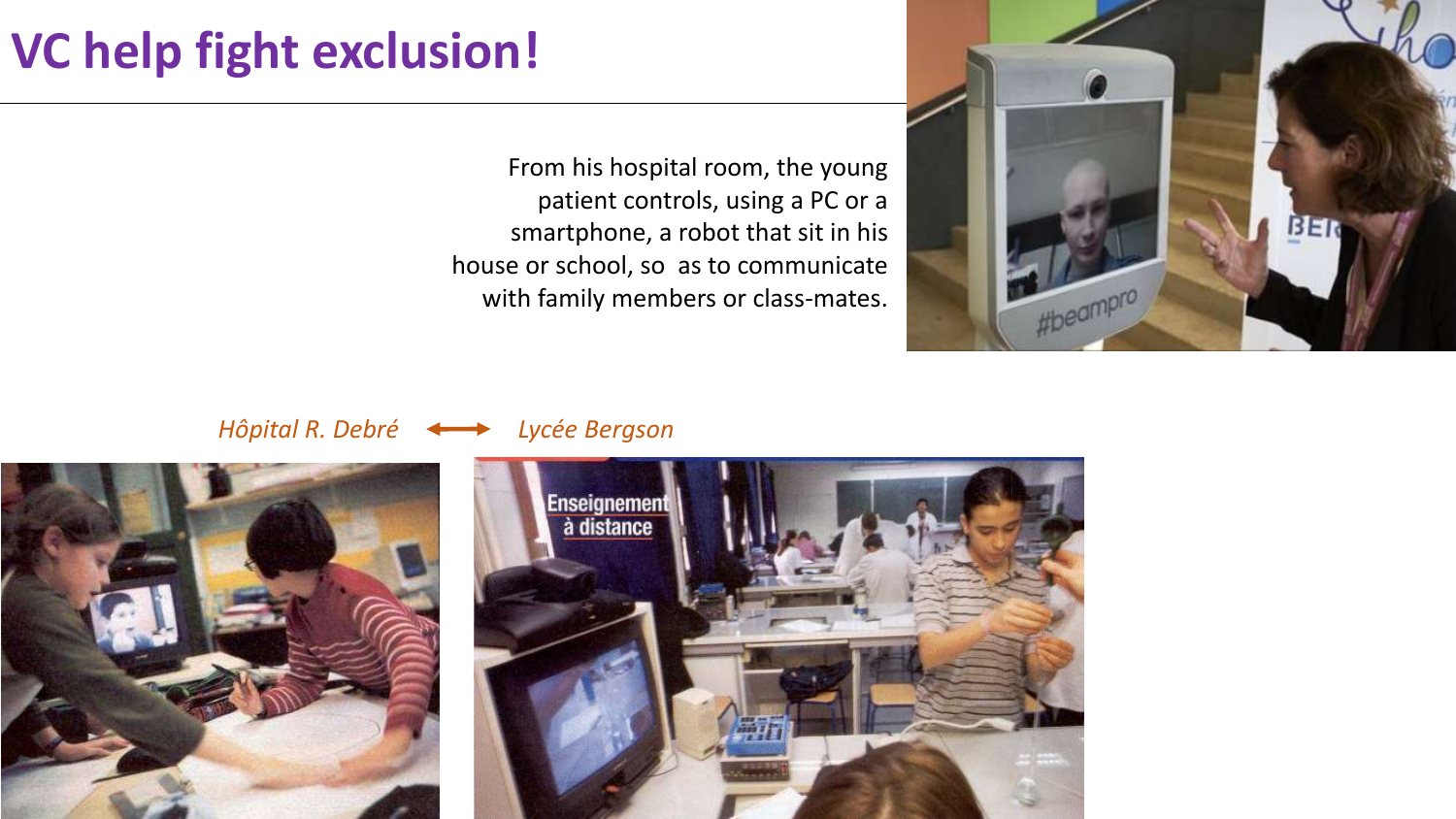# VC help fight exclusion!

From his hospital room, the young patient controls, using a PC or a smartphone, a robot that sit in his house or school, so  as to communicate with family members or class-mates.

*Hôpital R. Debré* ⟷ *Lycée Bergson*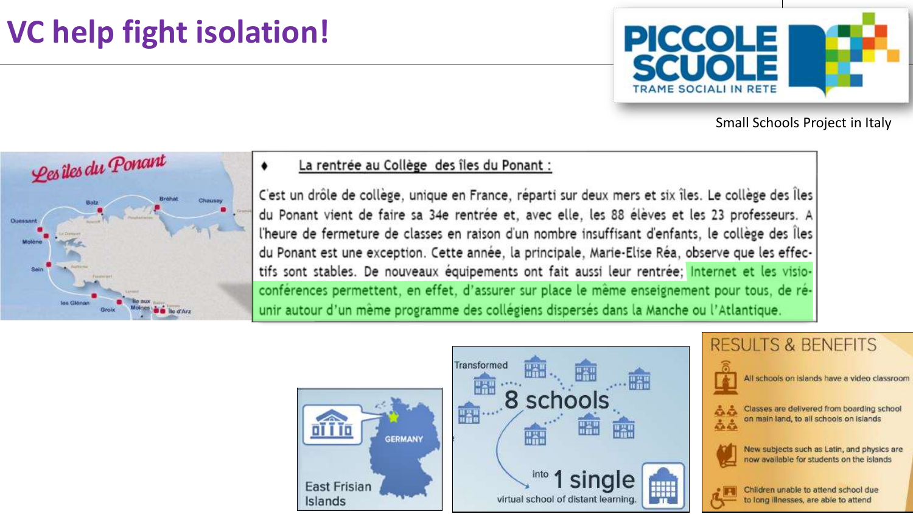# VC help fight isolation!

PICCOLE SCUOLE
TRAME SOCIALI IN RETE

Small Schools Project in Italy

Les îles du Ponant

♦ La rentrée au Collège des îles du Ponant :

C'est un drôle de collège, unique en France, réparti sur deux mers et six îles. Le collège des Îles du Ponant vient de faire sa 34e rentrée et, avec elle, les 88 élèves et les 23 professeurs. A l'heure de fermeture de classes en raison d'un nombre insuffisant d'enfants, le collège des Îles du Ponant est une exception. Cette année, la principale, Marie-Elise Réa, observe que les effectifs sont stables. De nouveaux équipements ont fait aussi leur rentrée; Internet et les visioconférences permettent, en effet, d'assurer sur place le même enseignement pour tous, de réunir autour d'un même programme des collégiens dispersés dans la Manche ou l'Atlantique.

GERMANY

East Frisian Islands

Transformed 8 schools into 1 single virtual school of distant learning.

## RESULTS & BENEFITS

- All schools on islands have a video classroom
- Classes are delivered from boarding school on main land, to all schools on islands
- New subjects such as Latin, and physics are now available for students on the islands
- Children unable to attend school due to long illnesses, are able to attend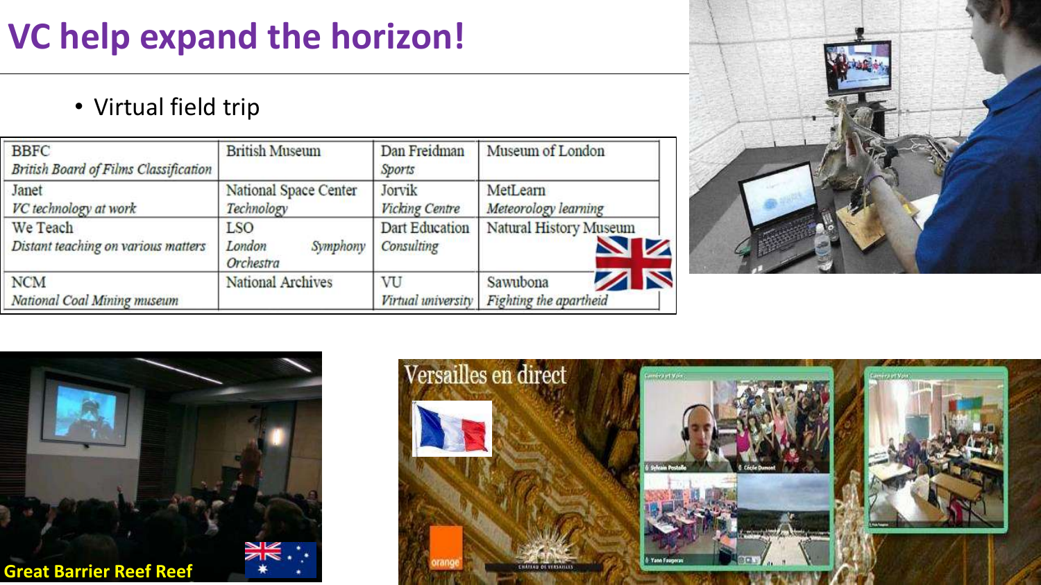# VC help expand the horizon!

- Virtual field trip

| BBFC<br>*British Board of Films Classification* | British Museum | Dan Freidman<br>*Sports* | Museum of London |
|---|---|---|---|
| Janet<br>*VC technology at work* | National Space Center<br>*Technology* | Jorvik<br>*Vicking Centre* | MetLearn<br>*Meteorology learning* |
| We Teach<br>*Distant teaching on various matters* | LSO<br>*London Symphony Orchestra* | Dart Education<br>*Consulting* | Natural History Museum |
| NCM<br>*National Coal Mining museum* | National Archives | VU<br>*Virtual university* | Sawubona<br>*Fighting the apartheid* |

Great Barrier Reef Reef

Versailles en direct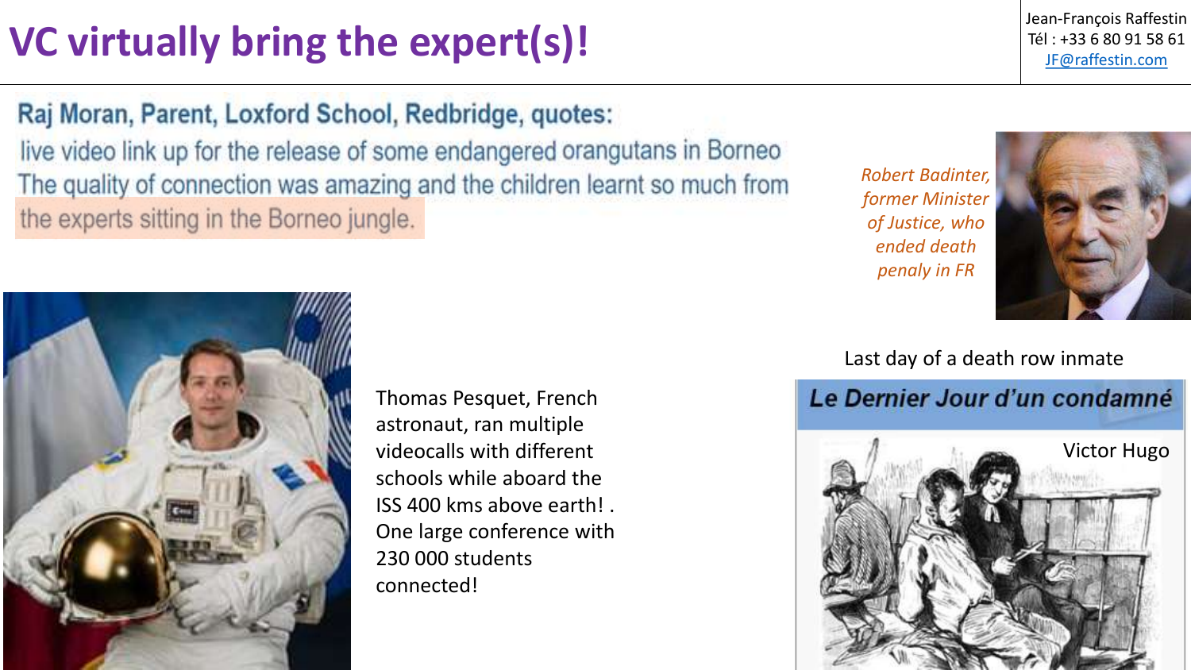# VC virtually bring the expert(s)!

Jean-François Raffestin
Tél : +33 6 80 91 58 61
JF@raffestin.com

**Raj Moran, Parent, Loxford School, Redbridge, quotes:**

live video link up for the release of some endangered orangutans in Borneo The quality of connection was amazing and the children learnt so much from the experts sitting in the Borneo jungle.

*Robert Badinter, former Minister of Justice, who ended death penaly in FR*

Thomas Pesquet, French astronaut, ran multiple videocalls with different schools while aboard the ISS 400 kms above earth! . One large conference with 230 000 students connected!

Last day of a death row inmate

**Le Dernier Jour d'un condamné**

Victor Hugo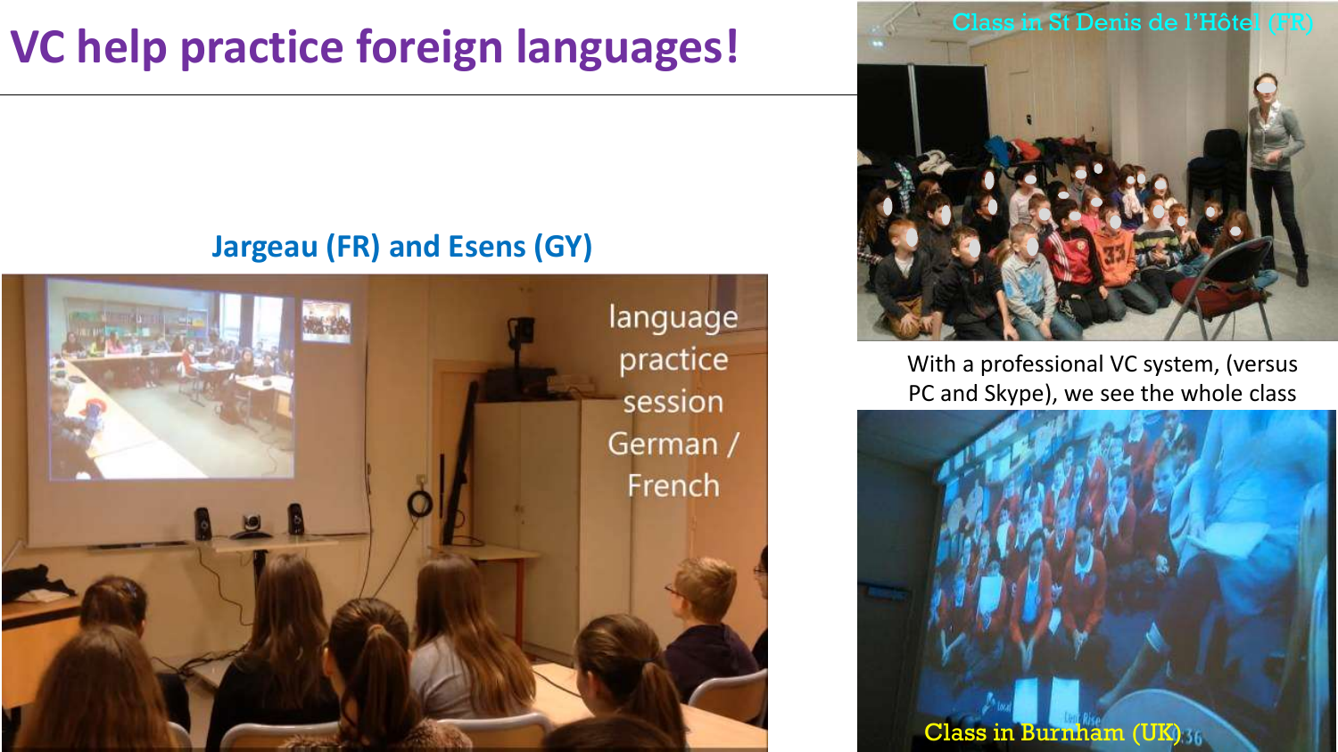# VC help practice foreign languages!

## Jargeau (FR) and Esens (GY)

language practice session German / French

Class in St Denis de l'Hôtel (FR)

With a professional VC system, (versus PC and Skype), we see the whole class

Class in Burnham (UK)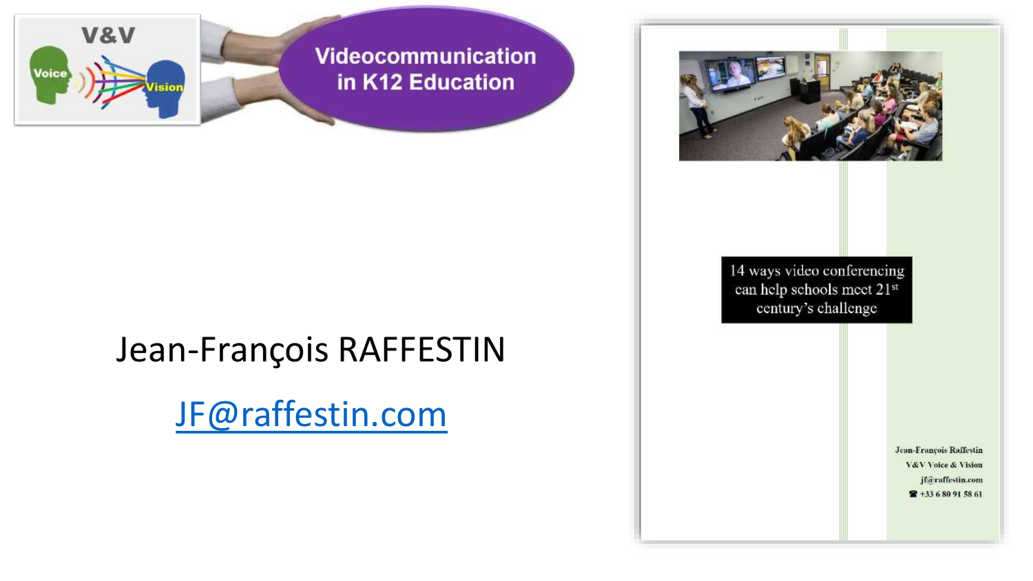V&V

Voice

Vision

Videocommunication in K12 Education

Jean-François RAFFESTIN

JF@raffestin.com

14 ways video conferencing can help schools meet 21[st] century's challenge

Jean-François Raffestin
V&V Voice & Vision
jf@raffestin.com
☎ +33 6 80 91 58 61